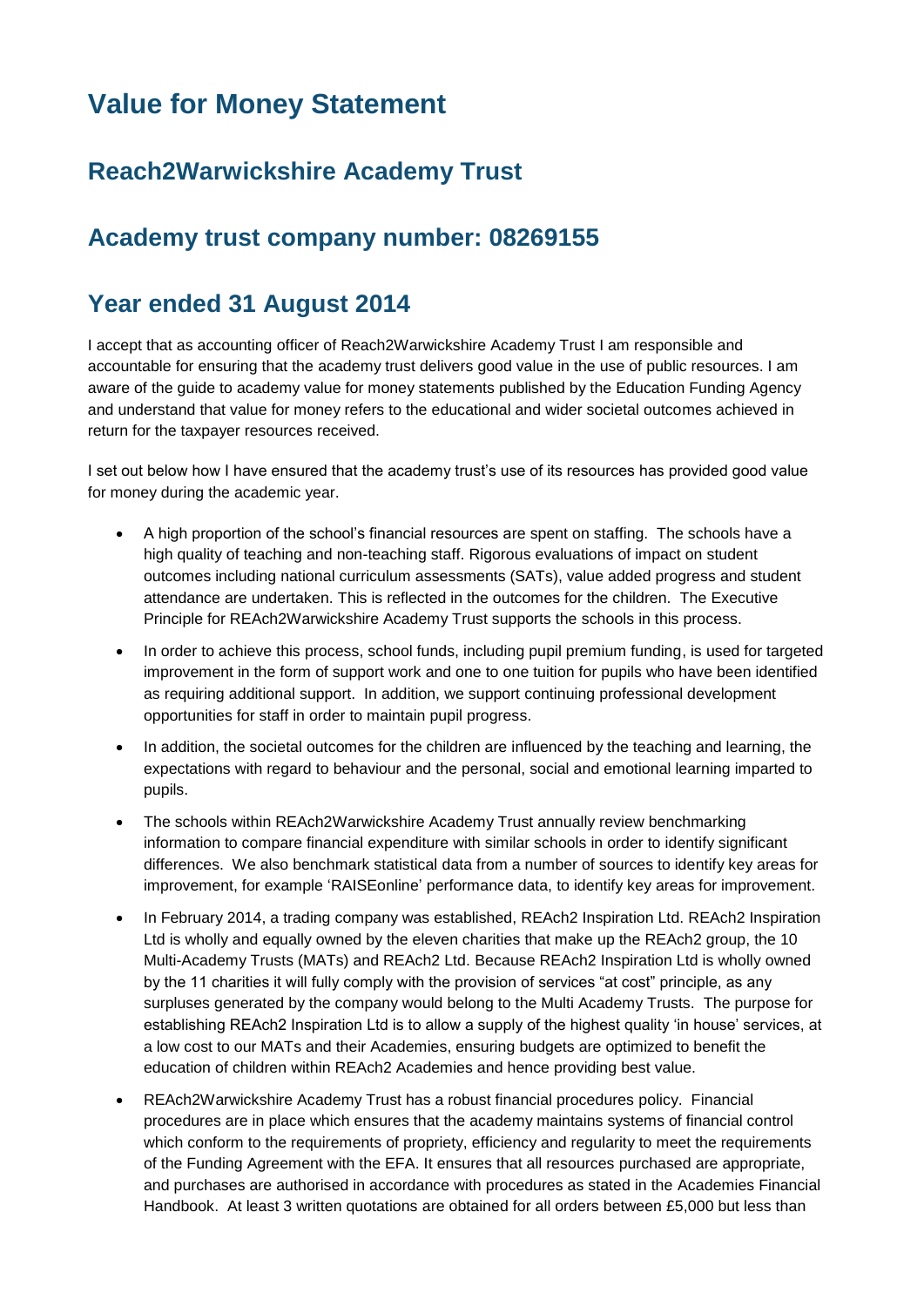# Value for Money Statement

## Reach2Warwickshire Academy Trust

## Academy trust company number: 08269155

## Year ended 31 August 2014

I accept that as accounting officer of Reach2Warwickshire Academy Trust I am responsible and accountable for ensuring that the academy trust delivers good value in the use of public resources. I am aware of the guide to academy value for money statements published by the Education Funding Agency and understand that value for money refers to the educational and wider societal outcomes achieved in return for the taxpayer resources received.

I set out below how I have ensured that the academy trust's use of its resources has provided good value for money during the academic year.

- A high proportion of the school's financial resources are spent on staffing. The schools have a high quality of teaching and non-teaching staff. Rigorous evaluations of impact on student outcomes including national curriculum assessments (SATs), value added progress and student attendance are undertaken. This is reflected in the outcomes for the children. The Executive Principle for REAch2Warwickshire Academy Trust supports the schools in this process.
- In order to achieve this process, school funds, including pupil premium funding, is used for targeted improvement in the form of support work and one to one tuition for pupils who have been identified as requiring additional support. In addition, we support continuing professional development opportunities for staff in order to maintain pupil progress.
- In addition, the societal outcomes for the children are influenced by the teaching and learning, the expectations with regard to behaviour and the personal, social and emotional learning imparted to pupils.
- The schools within REAch2Warwickshire Academy Trust annually review benchmarking information to compare financial expenditure with similar schools in order to identify significant differences. We also benchmark statistical data from a number of sources to identify key areas for improvement, for example 'RAISEonline' performance data, to identify key areas for improvement.
- In February 2014, a trading company was established, REAch2 Inspiration Ltd. REAch2 Inspiration Ltd is wholly and equally owned by the eleven charities that make up the REAch2 group, the 10 Multi-Academy Trusts (MATs) and REAch2 Ltd. Because REAch2 Inspiration Ltd is wholly owned by the 11 charities it will fully comply with the provision of services "at cost" principle, as any surpluses generated by the company would belong to the Multi Academy Trusts. The purpose for establishing REAch2 Inspiration Ltd is to allow a supply of the highest quality 'in house' services, at a low cost to our MATs and their Academies, ensuring budgets are optimized to benefit the education of children within REAch2 Academies and hence providing best value.
- REAch2Warwickshire Academy Trust has a robust financial procedures policy. Financial procedures are in place which ensures that the academy maintains systems of financial control which conform to the requirements of propriety, efficiency and regularity to meet the requirements of the Funding Agreement with the EFA. It ensures that all resources purchased are appropriate, and purchases are authorised in accordance with procedures as stated in the Academies Financial Handbook. At least 3 written quotations are obtained for all orders between £5,000 but less than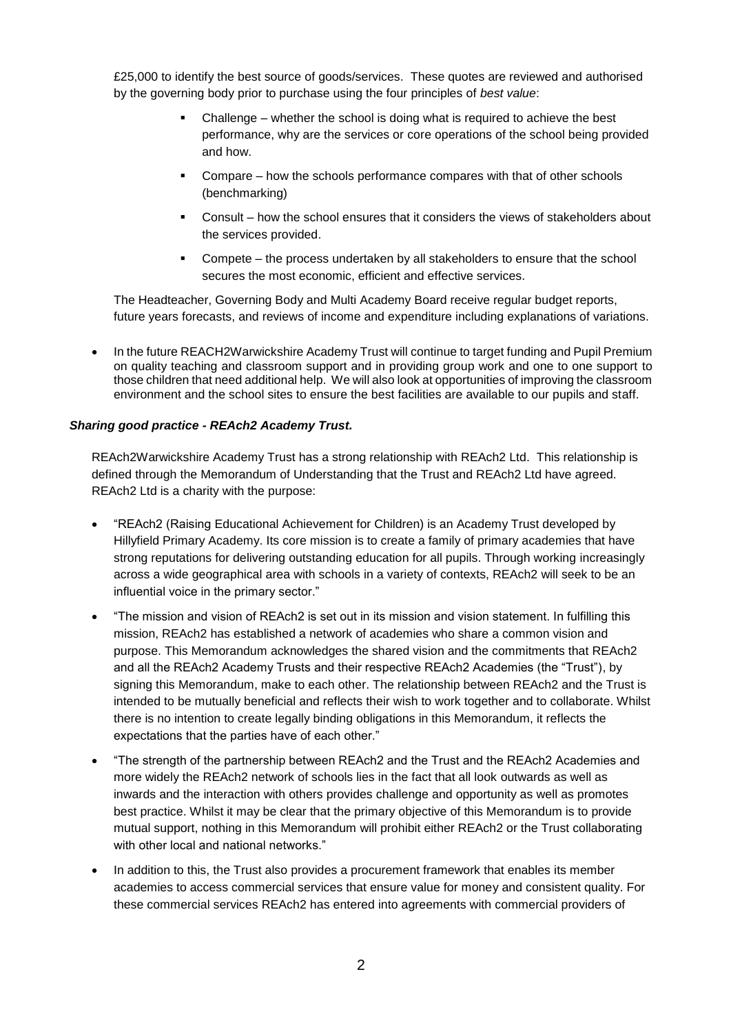£25,000 to identify the best source of goods/services. These quotes are reviewed and authorised by the governing body prior to purchase using the four principles of *best value*:

- Challenge – whether the school is doing what is required to achieve the best performance, why are the services or core operations of the school being provided and how.
- Compare – how the schools performance compares with that of other schools (benchmarking)
- Consult – how the school ensures that it considers the views of stakeholders about the services provided.
- Compete – the process undertaken by all stakeholders to ensure that the school secures the most economic, efficient and effective services.

The Headteacher, Governing Body and Multi Academy Board receive regular budget reports, future years forecasts, and reviews of income and expenditure including explanations of variations.

- In the future REACH2Warwickshire Academy Trust will continue to target funding and Pupil Premium on quality teaching and classroom support and in providing group work and one to one support to those children that need additional help. We will also look at opportunities of improving the classroom environment and the school sites to ensure the best facilities are available to our pupils and staff.

***Sharing good practice - REAch2 Academy Trust.***

REAch2Warwickshire Academy Trust has a strong relationship with REAch2 Ltd. This relationship is defined through the Memorandum of Understanding that the Trust and REAch2 Ltd have agreed. REAch2 Ltd is a charity with the purpose:

- "REAch2 (Raising Educational Achievement for Children) is an Academy Trust developed by Hillyfield Primary Academy. Its core mission is to create a family of primary academies that have strong reputations for delivering outstanding education for all pupils. Through working increasingly across a wide geographical area with schools in a variety of contexts, REAch2 will seek to be an influential voice in the primary sector."
- "The mission and vision of REAch2 is set out in its mission and vision statement. In fulfilling this mission, REAch2 has established a network of academies who share a common vision and purpose. This Memorandum acknowledges the shared vision and the commitments that REAch2 and all the REAch2 Academy Trusts and their respective REAch2 Academies (the "Trust"), by signing this Memorandum, make to each other. The relationship between REAch2 and the Trust is intended to be mutually beneficial and reflects their wish to work together and to collaborate. Whilst there is no intention to create legally binding obligations in this Memorandum, it reflects the expectations that the parties have of each other."
- "The strength of the partnership between REAch2 and the Trust and the REAch2 Academies and more widely the REAch2 network of schools lies in the fact that all look outwards as well as inwards and the interaction with others provides challenge and opportunity as well as promotes best practice. Whilst it may be clear that the primary objective of this Memorandum is to provide mutual support, nothing in this Memorandum will prohibit either REAch2 or the Trust collaborating with other local and national networks."
- In addition to this, the Trust also provides a procurement framework that enables its member academies to access commercial services that ensure value for money and consistent quality. For these commercial services REAch2 has entered into agreements with commercial providers of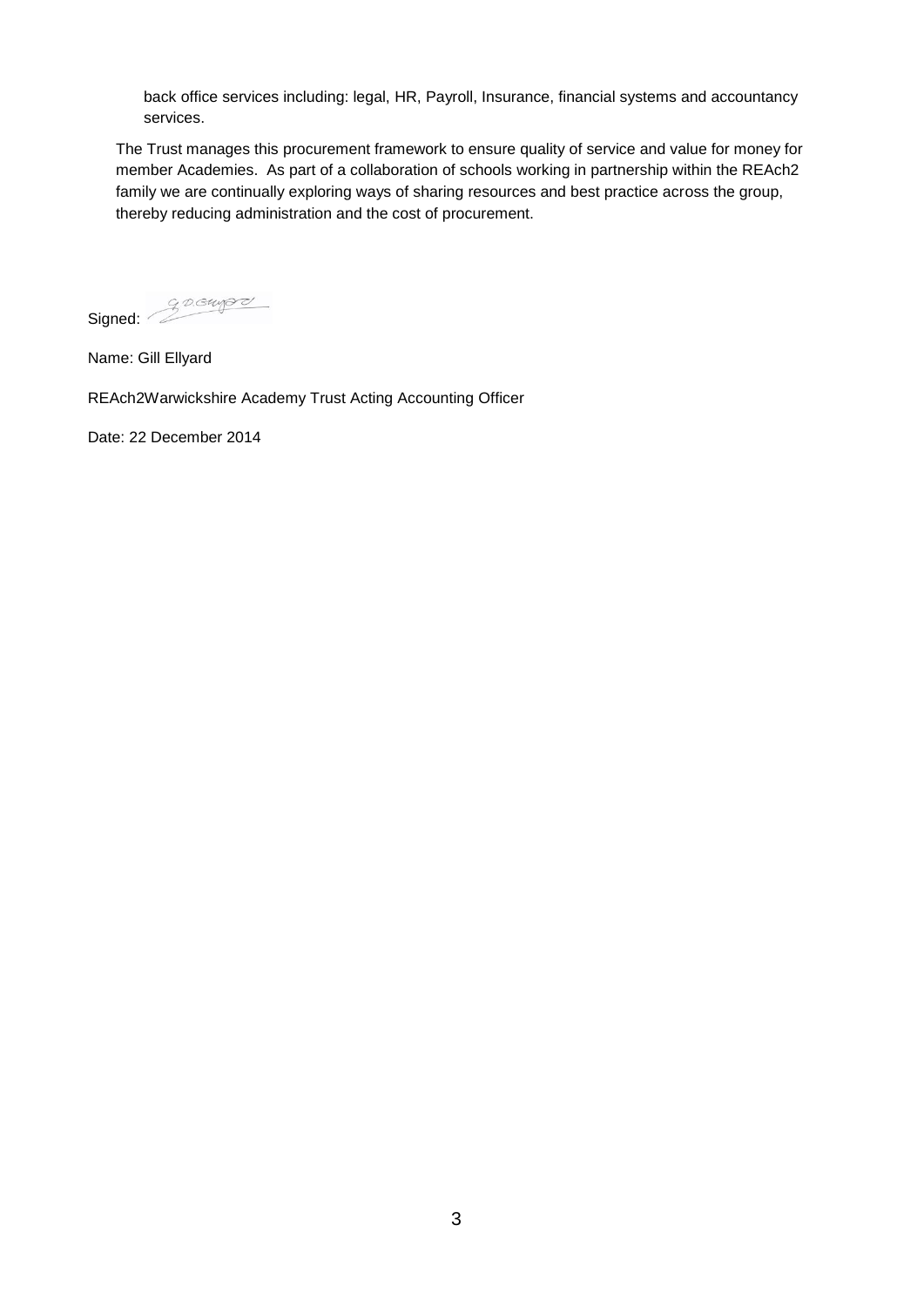back office services including: legal, HR, Payroll, Insurance, financial systems and accountancy services.

The Trust manages this procurement framework to ensure quality of service and value for money for member Academies. As part of a collaboration of schools working in partnership within the REAch2 family we are continually exploring ways of sharing resources and best practice across the group, thereby reducing administration and the cost of procurement.

Signed:

Name: Gill Ellyard

REAch2Warwickshire Academy Trust Acting Accounting Officer

Date: 22 December 2014